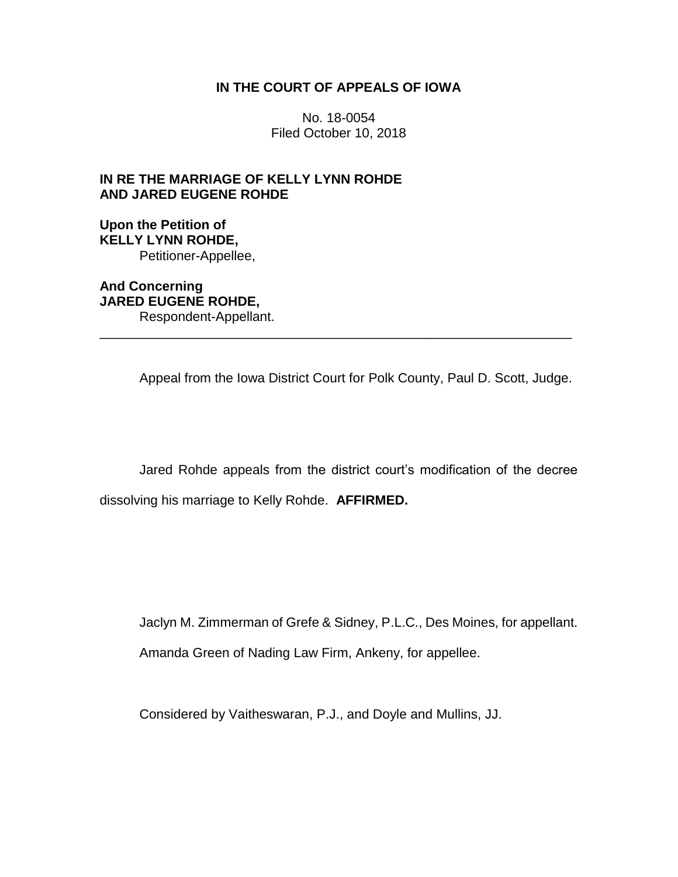**IN THE COURT OF APPEALS OF IOWA**

No. 18-0054
Filed October 10, 2018

**IN RE THE MARRIAGE OF KELLY LYNN ROHDE AND JARED EUGENE ROHDE**

**Upon the Petition of**
**KELLY LYNN ROHDE,**
Petitioner-Appellee,

**And Concerning**
**JARED EUGENE ROHDE,**
Respondent-Appellant.

---

Appeal from the Iowa District Court for Polk County, Paul D. Scott, Judge.

Jared Rohde appeals from the district court's modification of the decree dissolving his marriage to Kelly Rohde. **AFFIRMED.**

Jaclyn M. Zimmerman of Grefe & Sidney, P.L.C., Des Moines, for appellant.

Amanda Green of Nading Law Firm, Ankeny, for appellee.

Considered by Vaitheswaran, P.J., and Doyle and Mullins, JJ.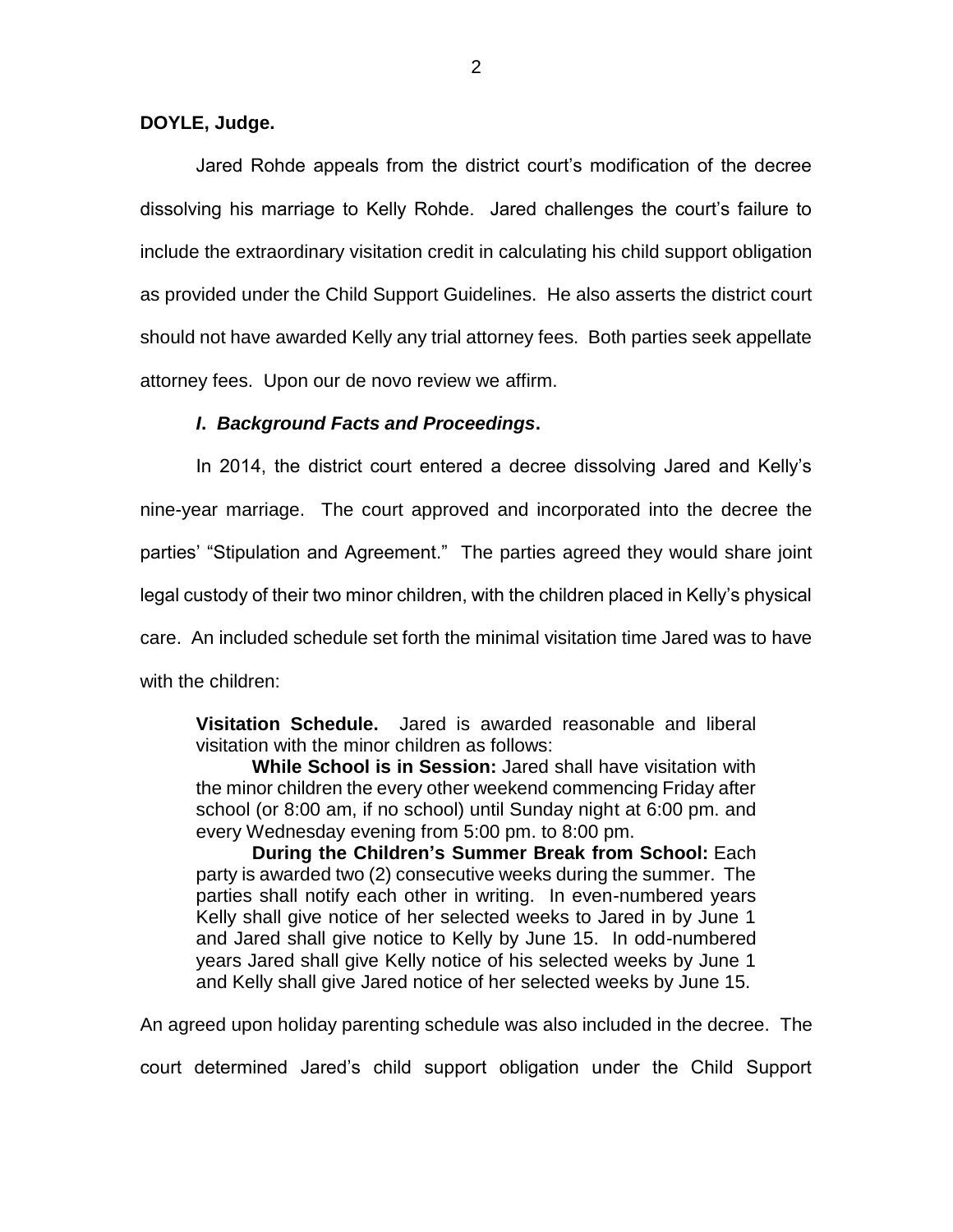**DOYLE, Judge.**

Jared Rohde appeals from the district court's modification of the decree dissolving his marriage to Kelly Rohde. Jared challenges the court's failure to include the extraordinary visitation credit in calculating his child support obligation as provided under the Child Support Guidelines. He also asserts the district court should not have awarded Kelly any trial attorney fees. Both parties seek appellate attorney fees. Upon our de novo review we affirm.

## *I. Background Facts and Proceedings***.**

In 2014, the district court entered a decree dissolving Jared and Kelly's nine-year marriage. The court approved and incorporated into the decree the parties' "Stipulation and Agreement." The parties agreed they would share joint legal custody of their two minor children, with the children placed in Kelly's physical care. An included schedule set forth the minimal visitation time Jared was to have with the children:

> **Visitation Schedule.** Jared is awarded reasonable and liberal visitation with the minor children as follows:
>
> **While School is in Session:** Jared shall have visitation with the minor children the every other weekend commencing Friday after school (or 8:00 am, if no school) until Sunday night at 6:00 pm. and every Wednesday evening from 5:00 pm. to 8:00 pm.
>
> **During the Children's Summer Break from School:** Each party is awarded two (2) consecutive weeks during the summer. The parties shall notify each other in writing. In even-numbered years Kelly shall give notice of her selected weeks to Jared in by June 1 and Jared shall give notice to Kelly by June 15. In odd-numbered years Jared shall give Kelly notice of his selected weeks by June 1 and Kelly shall give Jared notice of her selected weeks by June 15.

An agreed upon holiday parenting schedule was also included in the decree. The court determined Jared's child support obligation under the Child Support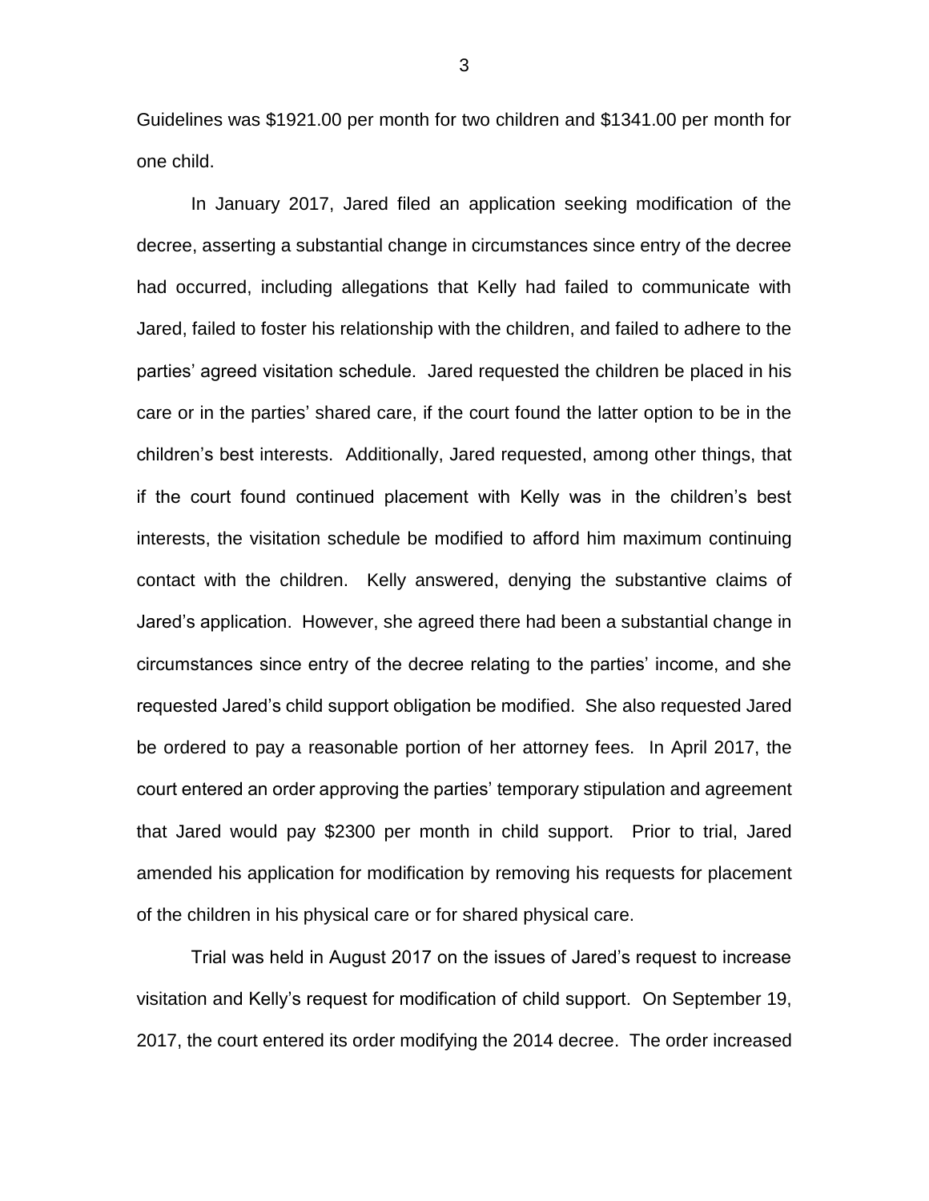Guidelines was $1921.00 per month for two children and $1341.00 per month for one child.

In January 2017, Jared filed an application seeking modification of the decree, asserting a substantial change in circumstances since entry of the decree had occurred, including allegations that Kelly had failed to communicate with Jared, failed to foster his relationship with the children, and failed to adhere to the parties' agreed visitation schedule. Jared requested the children be placed in his care or in the parties' shared care, if the court found the latter option to be in the children's best interests. Additionally, Jared requested, among other things, that if the court found continued placement with Kelly was in the children's best interests, the visitation schedule be modified to afford him maximum continuing contact with the children. Kelly answered, denying the substantive claims of Jared's application. However, she agreed there had been a substantial change in circumstances since entry of the decree relating to the parties' income, and she requested Jared's child support obligation be modified. She also requested Jared be ordered to pay a reasonable portion of her attorney fees. In April 2017, the court entered an order approving the parties' temporary stipulation and agreement that Jared would pay $2300 per month in child support. Prior to trial, Jared amended his application for modification by removing his requests for placement of the children in his physical care or for shared physical care.

Trial was held in August 2017 on the issues of Jared's request to increase visitation and Kelly's request for modification of child support. On September 19, 2017, the court entered its order modifying the 2014 decree. The order increased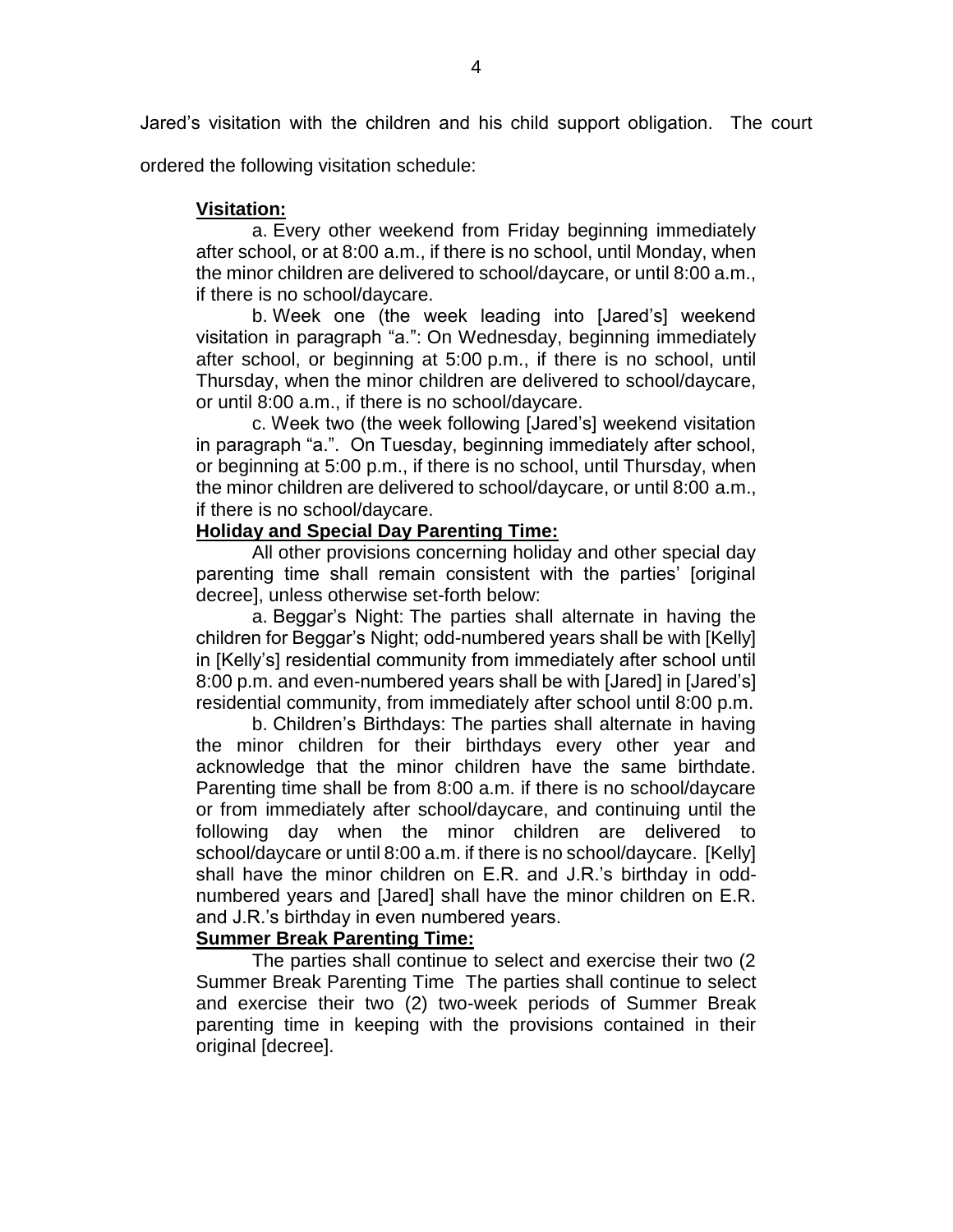Jared's visitation with the children and his child support obligation. The court ordered the following visitation schedule:

> **<u>Visitation:</u>**
>
> a. Every other weekend from Friday beginning immediately after school, or at 8:00 a.m., if there is no school, until Monday, when the minor children are delivered to school/daycare, or until 8:00 a.m., if there is no school/daycare.
>
> b. Week one (the week leading into [Jared's] weekend visitation in paragraph "a.": On Wednesday, beginning immediately after school, or beginning at 5:00 p.m., if there is no school, until Thursday, when the minor children are delivered to school/daycare, or until 8:00 a.m., if there is no school/daycare.
>
> c. Week two (the week following [Jared's] weekend visitation in paragraph "a.". On Tuesday, beginning immediately after school, or beginning at 5:00 p.m., if there is no school, until Thursday, when the minor children are delivered to school/daycare, or until 8:00 a.m., if there is no school/daycare.
>
> **<u>Holiday and Special Day Parenting Time:</u>**
>
> All other provisions concerning holiday and other special day parenting time shall remain consistent with the parties' [original decree], unless otherwise set-forth below:
>
> a. Beggar's Night: The parties shall alternate in having the children for Beggar's Night; odd-numbered years shall be with [Kelly] in [Kelly's] residential community from immediately after school until 8:00 p.m. and even-numbered years shall be with [Jared] in [Jared's] residential community, from immediately after school until 8:00 p.m.
>
> b. Children's Birthdays: The parties shall alternate in having the minor children for their birthdays every other year and acknowledge that the minor children have the same birthdate. Parenting time shall be from 8:00 a.m. if there is no school/daycare or from immediately after school/daycare, and continuing until the following day when the minor children are delivered to school/daycare or until 8:00 a.m. if there is no school/daycare. [Kelly] shall have the minor children on E.R. and J.R.'s birthday in odd-numbered years and [Jared] shall have the minor children on E.R. and J.R.'s birthday in even numbered years.
>
> **<u>Summer Break Parenting Time:</u>**
>
> The parties shall continue to select and exercise their two (2 Summer Break Parenting Time The parties shall continue to select and exercise their two (2) two-week periods of Summer Break parenting time in keeping with the provisions contained in their original [decree].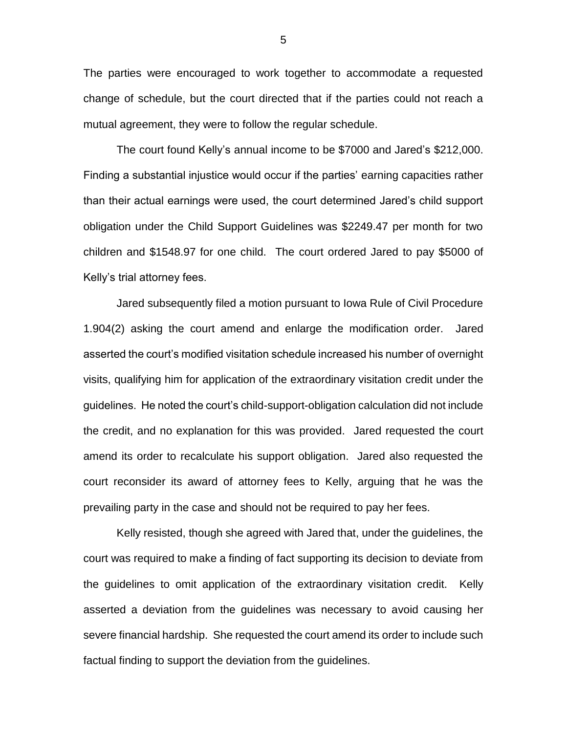The parties were encouraged to work together to accommodate a requested change of schedule, but the court directed that if the parties could not reach a mutual agreement, they were to follow the regular schedule.

The court found Kelly's annual income to be $7000 and Jared's $212,000. Finding a substantial injustice would occur if the parties' earning capacities rather than their actual earnings were used, the court determined Jared's child support obligation under the Child Support Guidelines was $2249.47 per month for two children and $1548.97 for one child. The court ordered Jared to pay $5000 of Kelly's trial attorney fees.

Jared subsequently filed a motion pursuant to Iowa Rule of Civil Procedure 1.904(2) asking the court amend and enlarge the modification order. Jared asserted the court's modified visitation schedule increased his number of overnight visits, qualifying him for application of the extraordinary visitation credit under the guidelines. He noted the court's child-support-obligation calculation did not include the credit, and no explanation for this was provided. Jared requested the court amend its order to recalculate his support obligation. Jared also requested the court reconsider its award of attorney fees to Kelly, arguing that he was the prevailing party in the case and should not be required to pay her fees.

Kelly resisted, though she agreed with Jared that, under the guidelines, the court was required to make a finding of fact supporting its decision to deviate from the guidelines to omit application of the extraordinary visitation credit. Kelly asserted a deviation from the guidelines was necessary to avoid causing her severe financial hardship. She requested the court amend its order to include such factual finding to support the deviation from the guidelines.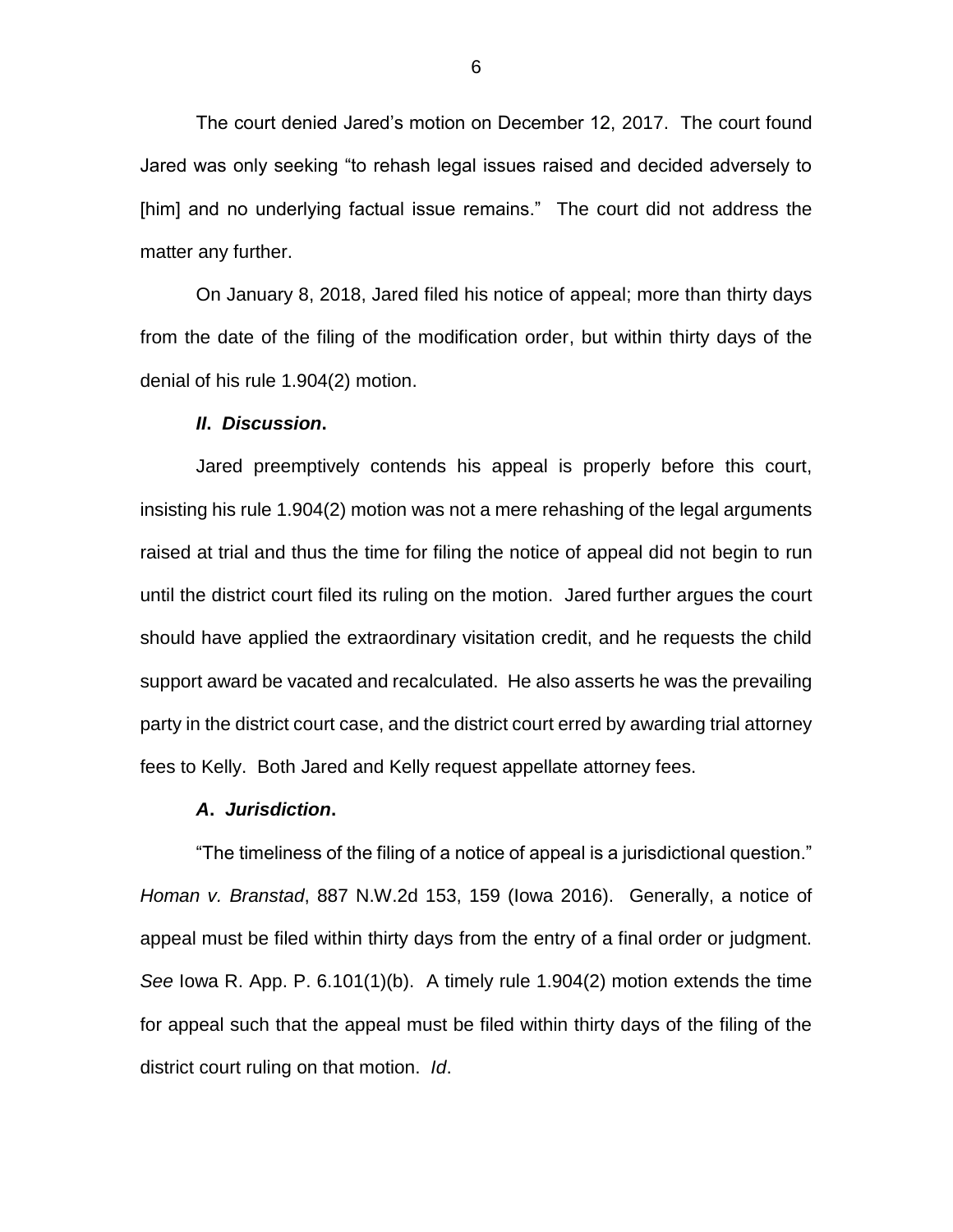The court denied Jared's motion on December 12, 2017. The court found Jared was only seeking "to rehash legal issues raised and decided adversely to [him] and no underlying factual issue remains." The court did not address the matter any further.

On January 8, 2018, Jared filed his notice of appeal; more than thirty days from the date of the filing of the modification order, but within thirty days of the denial of his rule 1.904(2) motion.

### ***II. Discussion.***

Jared preemptively contends his appeal is properly before this court, insisting his rule 1.904(2) motion was not a mere rehashing of the legal arguments raised at trial and thus the time for filing the notice of appeal did not begin to run until the district court filed its ruling on the motion. Jared further argues the court should have applied the extraordinary visitation credit, and he requests the child support award be vacated and recalculated. He also asserts he was the prevailing party in the district court case, and the district court erred by awarding trial attorney fees to Kelly. Both Jared and Kelly request appellate attorney fees.

#### ***A. Jurisdiction.***

"The timeliness of the filing of a notice of appeal is a jurisdictional question." *Homan v. Branstad*, 887 N.W.2d 153, 159 (Iowa 2016). Generally, a notice of appeal must be filed within thirty days from the entry of a final order or judgment. *See* Iowa R. App. P. 6.101(1)(b). A timely rule 1.904(2) motion extends the time for appeal such that the appeal must be filed within thirty days of the filing of the district court ruling on that motion. *Id*.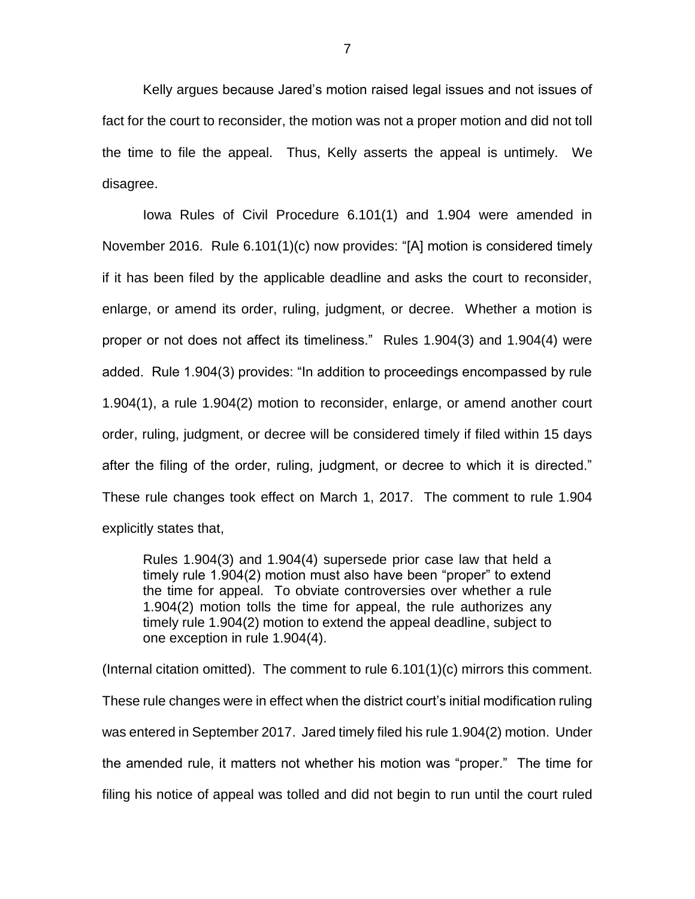Kelly argues because Jared's motion raised legal issues and not issues of fact for the court to reconsider, the motion was not a proper motion and did not toll the time to file the appeal. Thus, Kelly asserts the appeal is untimely. We disagree.

Iowa Rules of Civil Procedure 6.101(1) and 1.904 were amended in November 2016. Rule 6.101(1)(c) now provides: "[A] motion is considered timely if it has been filed by the applicable deadline and asks the court to reconsider, enlarge, or amend its order, ruling, judgment, or decree. Whether a motion is proper or not does not affect its timeliness." Rules 1.904(3) and 1.904(4) were added. Rule 1.904(3) provides: "In addition to proceedings encompassed by rule 1.904(1), a rule 1.904(2) motion to reconsider, enlarge, or amend another court order, ruling, judgment, or decree will be considered timely if filed within 15 days after the filing of the order, ruling, judgment, or decree to which it is directed." These rule changes took effect on March 1, 2017. The comment to rule 1.904 explicitly states that,

> Rules 1.904(3) and 1.904(4) supersede prior case law that held a timely rule 1.904(2) motion must also have been "proper" to extend the time for appeal. To obviate controversies over whether a rule 1.904(2) motion tolls the time for appeal, the rule authorizes any timely rule 1.904(2) motion to extend the appeal deadline, subject to one exception in rule 1.904(4).

(Internal citation omitted). The comment to rule 6.101(1)(c) mirrors this comment. These rule changes were in effect when the district court's initial modification ruling was entered in September 2017. Jared timely filed his rule 1.904(2) motion. Under the amended rule, it matters not whether his motion was "proper." The time for filing his notice of appeal was tolled and did not begin to run until the court ruled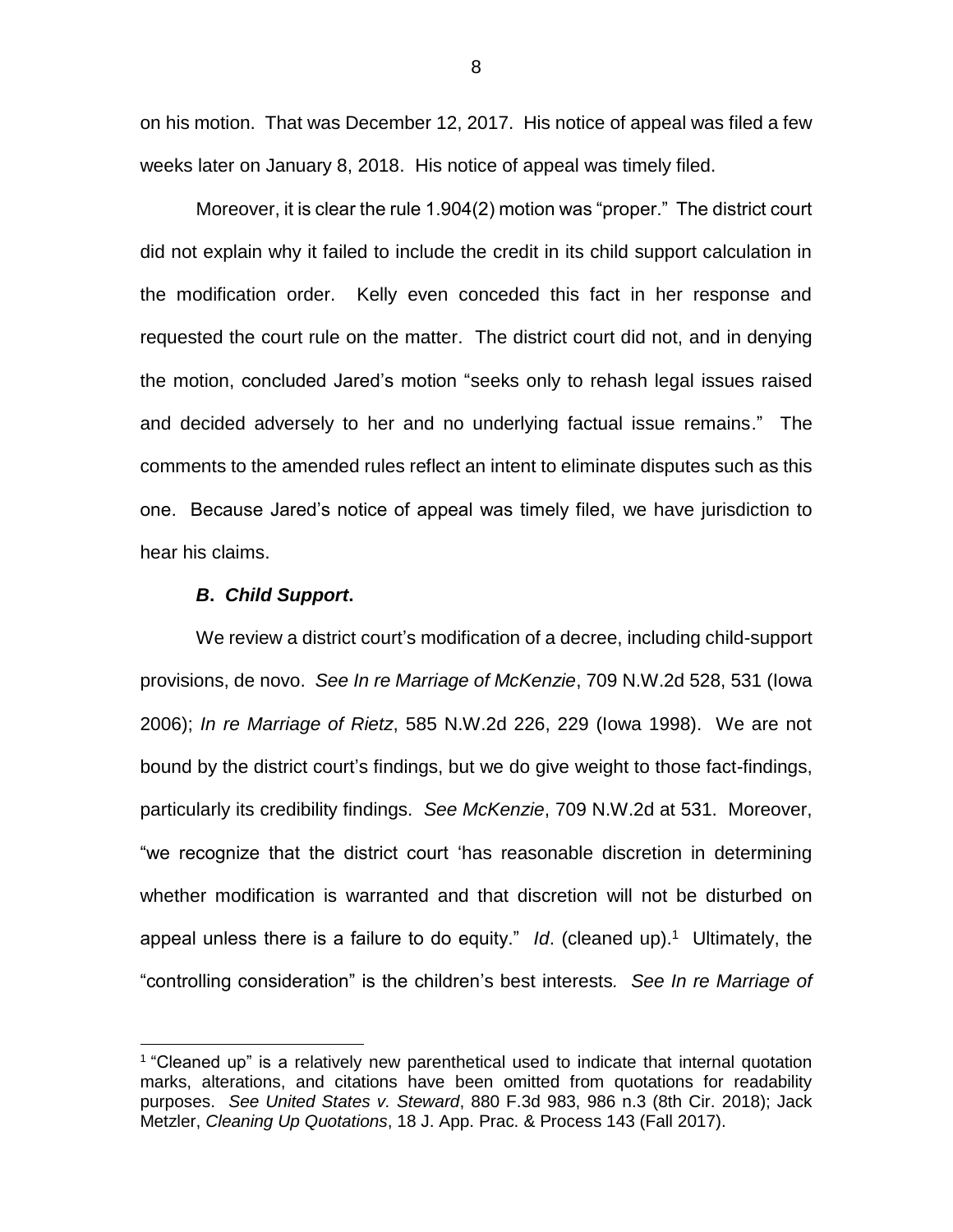on his motion. That was December 12, 2017. His notice of appeal was filed a few weeks later on January 8, 2018. His notice of appeal was timely filed.

Moreover, it is clear the rule 1.904(2) motion was "proper." The district court did not explain why it failed to include the credit in its child support calculation in the modification order. Kelly even conceded this fact in her response and requested the court rule on the matter. The district court did not, and in denying the motion, concluded Jared's motion "seeks only to rehash legal issues raised and decided adversely to her and no underlying factual issue remains." The comments to the amended rules reflect an intent to eliminate disputes such as this one. Because Jared's notice of appeal was timely filed, we have jurisdiction to hear his claims.

### ***B*. *Child Support*.**

We review a district court's modification of a decree, including child-support provisions, de novo. *See In re Marriage of McKenzie*, 709 N.W.2d 528, 531 (Iowa 2006); *In re Marriage of Rietz*, 585 N.W.2d 226, 229 (Iowa 1998). We are not bound by the district court's findings, but we do give weight to those fact-findings, particularly its credibility findings. *See McKenzie*, 709 N.W.2d at 531. Moreover, "we recognize that the district court 'has reasonable discretion in determining whether modification is warranted and that discretion will not be disturbed on appeal unless there is a failure to do equity." *Id*. (cleaned up).[1] Ultimately, the "controlling consideration" is the children's best interests. *See In re Marriage of*

---

[1] "Cleaned up" is a relatively new parenthetical used to indicate that internal quotation marks, alterations, and citations have been omitted from quotations for readability purposes. *See United States v. Steward*, 880 F.3d 983, 986 n.3 (8th Cir. 2018); Jack Metzler, *Cleaning Up Quotations*, 18 J. App. Prac. & Process 143 (Fall 2017).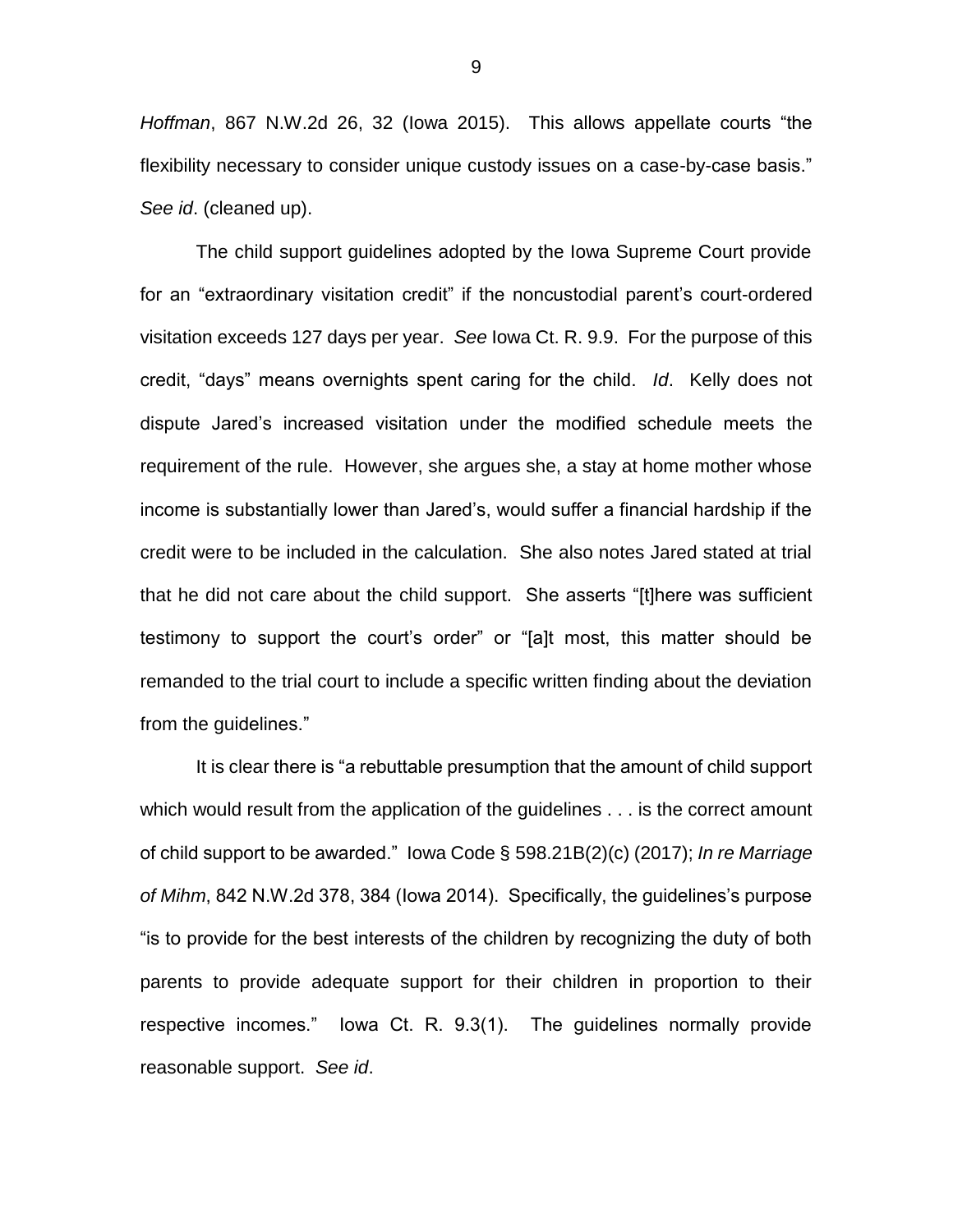*Hoffman*, 867 N.W.2d 26, 32 (Iowa 2015). This allows appellate courts "the flexibility necessary to consider unique custody issues on a case-by-case basis." *See id*. (cleaned up).

The child support guidelines adopted by the Iowa Supreme Court provide for an "extraordinary visitation credit" if the noncustodial parent's court-ordered visitation exceeds 127 days per year. *See* Iowa Ct. R. 9.9. For the purpose of this credit, "days" means overnights spent caring for the child. *Id*. Kelly does not dispute Jared's increased visitation under the modified schedule meets the requirement of the rule. However, she argues she, a stay at home mother whose income is substantially lower than Jared's, would suffer a financial hardship if the credit were to be included in the calculation. She also notes Jared stated at trial that he did not care about the child support. She asserts "[t]here was sufficient testimony to support the court's order" or "[a]t most, this matter should be remanded to the trial court to include a specific written finding about the deviation from the guidelines."

It is clear there is "a rebuttable presumption that the amount of child support which would result from the application of the guidelines . . . is the correct amount of child support to be awarded." Iowa Code § 598.21B(2)(c) (2017); *In re Marriage of Mihm*, 842 N.W.2d 378, 384 (Iowa 2014). Specifically, the guidelines's purpose "is to provide for the best interests of the children by recognizing the duty of both parents to provide adequate support for their children in proportion to their respective incomes." Iowa Ct. R. 9.3(1). The guidelines normally provide reasonable support. *See id*.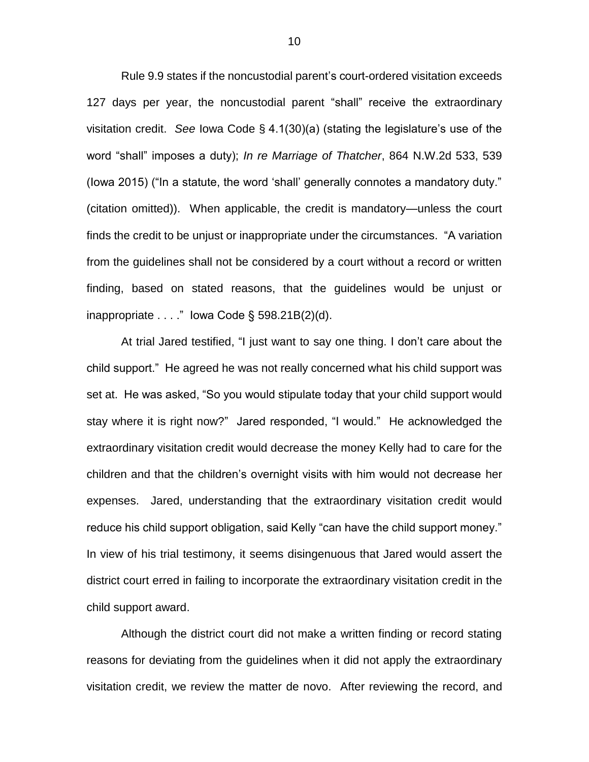Rule 9.9 states if the noncustodial parent's court-ordered visitation exceeds 127 days per year, the noncustodial parent "shall" receive the extraordinary visitation credit. *See* Iowa Code § 4.1(30)(a) (stating the legislature's use of the word "shall" imposes a duty); *In re Marriage of Thatcher*, 864 N.W.2d 533, 539 (Iowa 2015) ("In a statute, the word 'shall' generally connotes a mandatory duty." (citation omitted)). When applicable, the credit is mandatory—unless the court finds the credit to be unjust or inappropriate under the circumstances. "A variation from the guidelines shall not be considered by a court without a record or written finding, based on stated reasons, that the guidelines would be unjust or inappropriate . . . ." Iowa Code § 598.21B(2)(d).

At trial Jared testified, "I just want to say one thing. I don't care about the child support." He agreed he was not really concerned what his child support was set at. He was asked, "So you would stipulate today that your child support would stay where it is right now?" Jared responded, "I would." He acknowledged the extraordinary visitation credit would decrease the money Kelly had to care for the children and that the children's overnight visits with him would not decrease her expenses. Jared, understanding that the extraordinary visitation credit would reduce his child support obligation, said Kelly "can have the child support money." In view of his trial testimony, it seems disingenuous that Jared would assert the district court erred in failing to incorporate the extraordinary visitation credit in the child support award.

Although the district court did not make a written finding or record stating reasons for deviating from the guidelines when it did not apply the extraordinary visitation credit, we review the matter de novo. After reviewing the record, and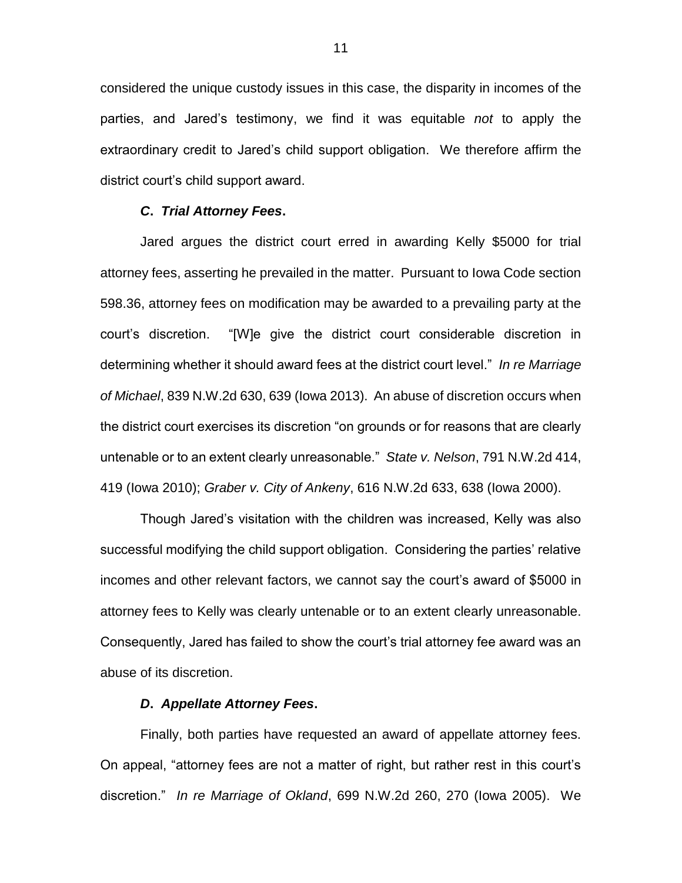considered the unique custody issues in this case, the disparity in incomes of the parties, and Jared's testimony, we find it was equitable *not* to apply the extraordinary credit to Jared's child support obligation. We therefore affirm the district court's child support award.

### *C. Trial Attorney Fees.*

Jared argues the district court erred in awarding Kelly $5000 for trial attorney fees, asserting he prevailed in the matter. Pursuant to Iowa Code section 598.36, attorney fees on modification may be awarded to a prevailing party at the court's discretion. "[W]e give the district court considerable discretion in determining whether it should award fees at the district court level." *In re Marriage of Michael*, 839 N.W.2d 630, 639 (Iowa 2013). An abuse of discretion occurs when the district court exercises its discretion "on grounds or for reasons that are clearly untenable or to an extent clearly unreasonable." *State v. Nelson*, 791 N.W.2d 414, 419 (Iowa 2010); *Graber v. City of Ankeny*, 616 N.W.2d 633, 638 (Iowa 2000).

Though Jared's visitation with the children was increased, Kelly was also successful modifying the child support obligation. Considering the parties' relative incomes and other relevant factors, we cannot say the court's award of $5000 in attorney fees to Kelly was clearly untenable or to an extent clearly unreasonable. Consequently, Jared has failed to show the court's trial attorney fee award was an abuse of its discretion.

### *D. Appellate Attorney Fees.*

Finally, both parties have requested an award of appellate attorney fees. On appeal, "attorney fees are not a matter of right, but rather rest in this court's discretion." *In re Marriage of Okland*, 699 N.W.2d 260, 270 (Iowa 2005). We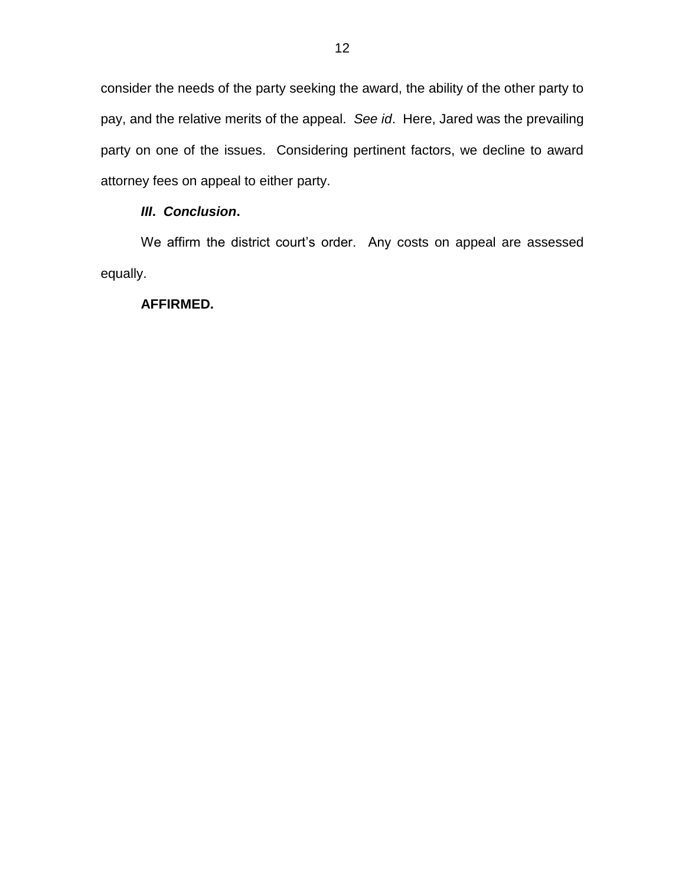consider the needs of the party seeking the award, the ability of the other party to pay, and the relative merits of the appeal. *See id*. Here, Jared was the prevailing party on one of the issues. Considering pertinent factors, we decline to award attorney fees on appeal to either party.

***III. Conclusion.***

We affirm the district court's order. Any costs on appeal are assessed equally.

**AFFIRMED.**